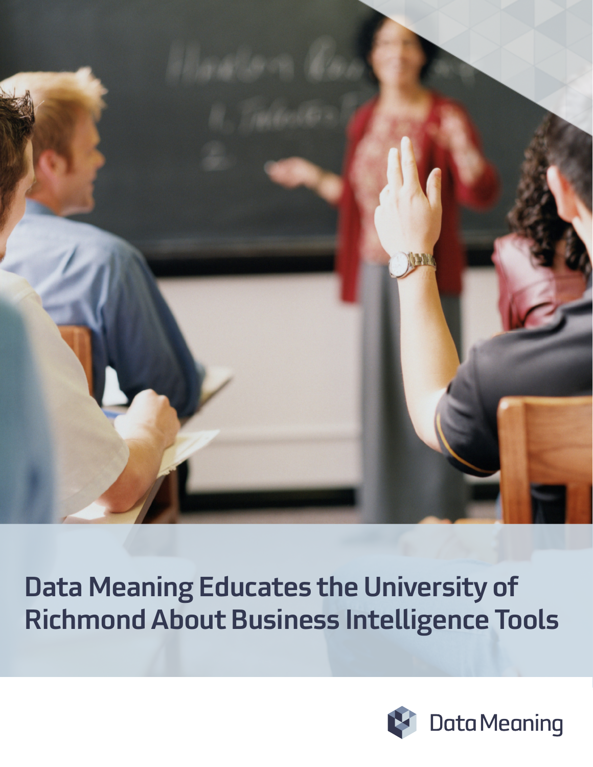# Data Meaning Educates the University of Richmond About Business Intelligence Tools

Data Meaning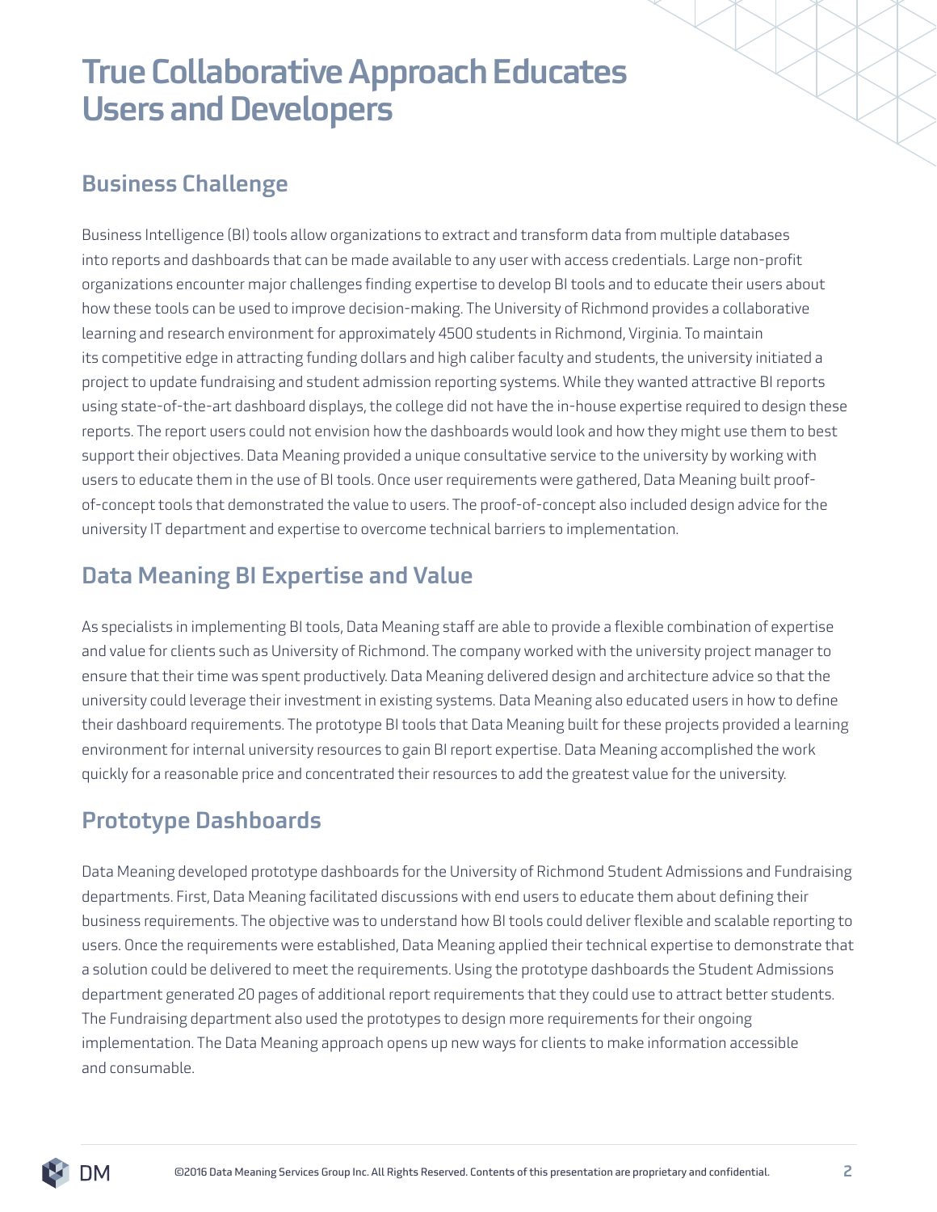# True Collaborative Approach Educates Users and Developers

## Business Challenge

Business Intelligence (BI) tools allow organizations to extract and transform data from multiple databases into reports and dashboards that can be made available to any user with access credentials. Large non-profit organizations encounter major challenges finding expertise to develop BI tools and to educate their users about how these tools can be used to improve decision-making. The University of Richmond provides a collaborative learning and research environment for approximately 4500 students in Richmond, Virginia. To maintain its competitive edge in attracting funding dollars and high caliber faculty and students, the university initiated a project to update fundraising and student admission reporting systems. While they wanted attractive BI reports using state-of-the-art dashboard displays, the college did not have the in-house expertise required to design these reports. The report users could not envision how the dashboards would look and how they might use them to best support their objectives. Data Meaning provided a unique consultative service to the university by working with users to educate them in the use of BI tools. Once user requirements were gathered, Data Meaning built proof-of-concept tools that demonstrated the value to users. The proof-of-concept also included design advice for the university IT department and expertise to overcome technical barriers to implementation.

## Data Meaning BI Expertise and Value

As specialists in implementing BI tools, Data Meaning staff are able to provide a flexible combination of expertise and value for clients such as University of Richmond. The company worked with the university project manager to ensure that their time was spent productively. Data Meaning delivered design and architecture advice so that the university could leverage their investment in existing systems. Data Meaning also educated users in how to define their dashboard requirements. The prototype BI tools that Data Meaning built for these projects provided a learning environment for internal university resources to gain BI report expertise. Data Meaning accomplished the work quickly for a reasonable price and concentrated their resources to add the greatest value for the university.

## Prototype Dashboards

Data Meaning developed prototype dashboards for the University of Richmond Student Admissions and Fundraising departments. First, Data Meaning facilitated discussions with end users to educate them about defining their business requirements. The objective was to understand how BI tools could deliver flexible and scalable reporting to users. Once the requirements were established, Data Meaning applied their technical expertise to demonstrate that a solution could be delivered to meet the requirements. Using the prototype dashboards the Student Admissions department generated 20 pages of additional report requirements that they could use to attract better students. The Fundraising department also used the prototypes to design more requirements for their ongoing implementation. The Data Meaning approach opens up new ways for clients to make information accessible and consumable.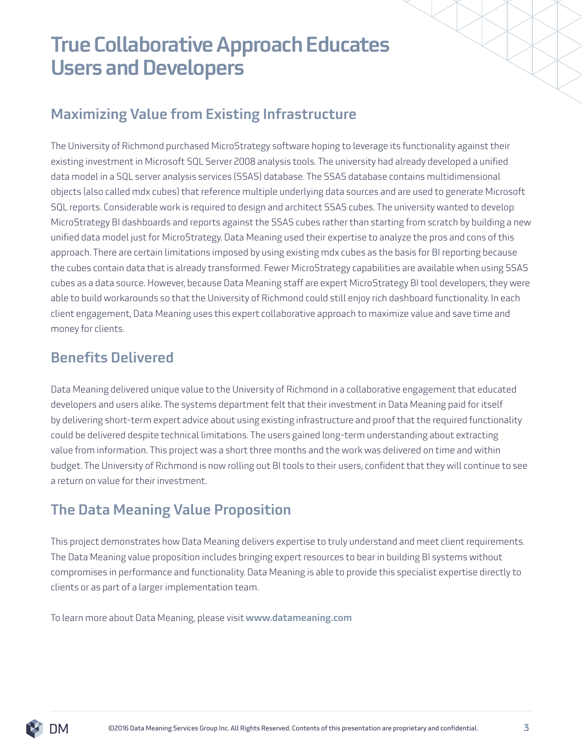# True Collaborative Approach Educates Users and Developers

## Maximizing Value from Existing Infrastructure

The University of Richmond purchased MicroStrategy software hoping to leverage its functionality against their existing investment in Microsoft SQL Server 2008 analysis tools. The university had already developed a unified data model in a SQL server analysis services (SSAS) database. The SSAS database contains multidimensional objects (also called mdx cubes) that reference multiple underlying data sources and are used to generate Microsoft SQL reports. Considerable work is required to design and architect SSAS cubes. The university wanted to develop MicroStrategy BI dashboards and reports against the SSAS cubes rather than starting from scratch by building a new unified data model just for MicroStrategy. Data Meaning used their expertise to analyze the pros and cons of this approach. There are certain limitations imposed by using existing mdx cubes as the basis for BI reporting because the cubes contain data that is already transformed. Fewer MicroStrategy capabilities are available when using SSAS cubes as a data source. However, because Data Meaning staff are expert MicroStrategy BI tool developers, they were able to build workarounds so that the University of Richmond could still enjoy rich dashboard functionality. In each client engagement, Data Meaning uses this expert collaborative approach to maximize value and save time and money for clients.

## Benefits Delivered

Data Meaning delivered unique value to the University of Richmond in a collaborative engagement that educated developers and users alike. The systems department felt that their investment in Data Meaning paid for itself by delivering short-term expert advice about using existing infrastructure and proof that the required functionality could be delivered despite technical limitations. The users gained long-term understanding about extracting value from information. This project was a short three months and the work was delivered on time and within budget. The University of Richmond is now rolling out BI tools to their users, confident that they will continue to see a return on value for their investment.

## The Data Meaning Value Proposition

This project demonstrates how Data Meaning delivers expertise to truly understand and meet client requirements. The Data Meaning value proposition includes bringing expert resources to bear in building BI systems without compromises in performance and functionality. Data Meaning is able to provide this specialist expertise directly to clients or as part of a larger implementation team.

To learn more about Data Meaning, please visit **www.datameaning.com**

©2016 Data Meaning Services Group Inc. All Rights Reserved. Contents of this presentation are proprietary and confidential.